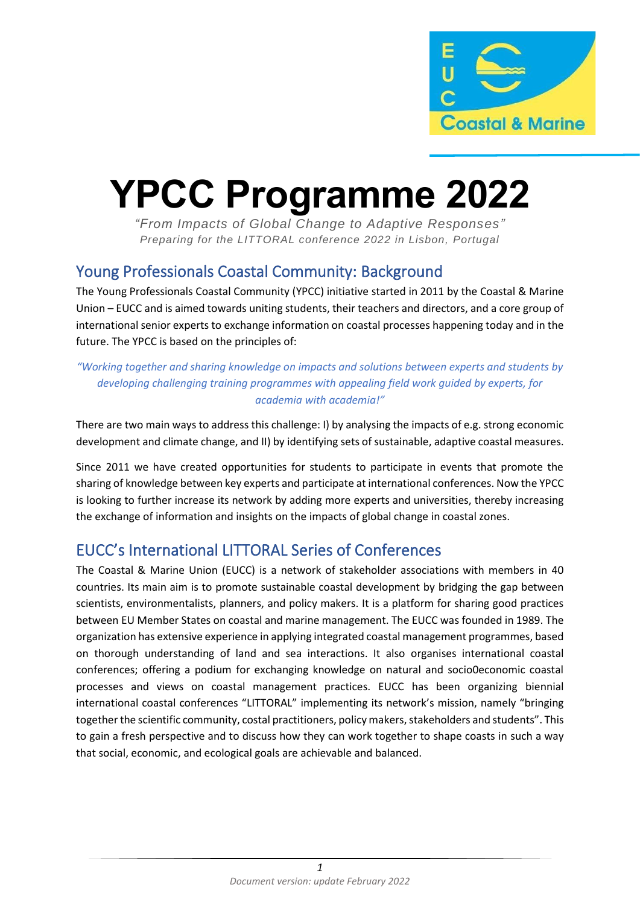# YPCC Programme 2022

*"From Impacts of Global Change to Adaptive Responses"*

*Preparing for the LITTORAL conference 2022 in Lisbon, Portugal*

## Young Professionals Coastal Community: Background

The Young Professionals Coastal Community (YPCC) initiative started in 2011 by the Coastal & Marine Union – EUCC and is aimed towards uniting students, their teachers and directors, and a core group of international senior experts to exchange information on coastal processes happening today and in the future. The YPCC is based on the principles of:

*"Working together and sharing knowledge on impacts and solutions between experts and students by developing challenging training programmes with appealing field work guided by experts, for academia with academia!"*

There are two main ways to address this challenge: I) by analysing the impacts of e.g. strong economic development and climate change, and II) by identifying sets of sustainable, adaptive coastal measures.

Since 2011 we have created opportunities for students to participate in events that promote the sharing of knowledge between key experts and participate at international conferences. Now the YPCC is looking to further increase its network by adding more experts and universities, thereby increasing the exchange of information and insights on the impacts of global change in coastal zones.

## EUCC's International LITTORAL Series of Conferences

The Coastal & Marine Union (EUCC) is a network of stakeholder associations with members in 40 countries. Its main aim is to promote sustainable coastal development by bridging the gap between scientists, environmentalists, planners, and policy makers. It is a platform for sharing good practices between EU Member States on coastal and marine management. The EUCC was founded in 1989. The organization has extensive experience in applying integrated coastal management programmes, based on thorough understanding of land and sea interactions. It also organises international coastal conferences; offering a podium for exchanging knowledge on natural and socio0economic coastal processes and views on coastal management practices. EUCC has been organizing biennial international coastal conferences "LITTORAL" implementing its network's mission, namely "bringing together the scientific community, costal practitioners, policy makers, stakeholders and students". This to gain a fresh perspective and to discuss how they can work together to shape coasts in such a way that social, economic, and ecological goals are achievable and balanced.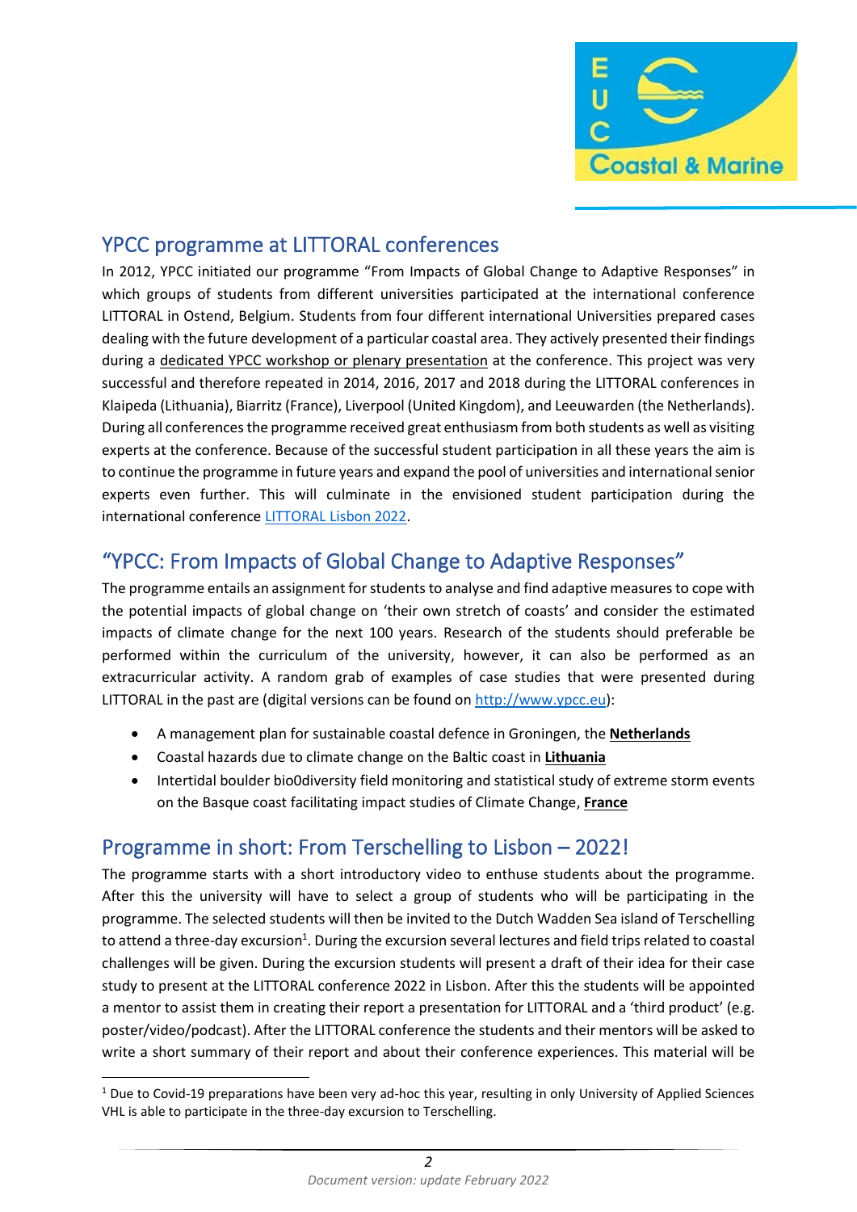## YPCC programme at LITTORAL conferences

In 2012, YPCC initiated our programme "From Impacts of Global Change to Adaptive Responses" in which groups of students from different universities participated at the international conference LITTORAL in Ostend, Belgium. Students from four different international Universities prepared cases dealing with the future development of a particular coastal area. They actively presented their findings during a dedicated YPCC workshop or plenary presentation at the conference. This project was very successful and therefore repeated in 2014, 2016, 2017 and 2018 during the LITTORAL conferences in Klaipeda (Lithuania), Biarritz (France), Liverpool (United Kingdom), and Leeuwarden (the Netherlands). During all conferences the programme received great enthusiasm from both students as well as visiting experts at the conference. Because of the successful student participation in all these years the aim is to continue the programme in future years and expand the pool of universities and international senior experts even further. This will culminate in the envisioned student participation during the international conference LITTORAL Lisbon 2022.

## "YPCC: From Impacts of Global Change to Adaptive Responses"

The programme entails an assignment for students to analyse and find adaptive measures to cope with the potential impacts of global change on 'their own stretch of coasts' and consider the estimated impacts of climate change for the next 100 years. Research of the students should preferable be performed within the curriculum of the university, however, it can also be performed as an extracurricular activity. A random grab of examples of case studies that were presented during LITTORAL in the past are (digital versions can be found on http://www.ypcc.eu):

- A management plan for sustainable coastal defence in Groningen, the **Netherlands**
- Coastal hazards due to climate change on the Baltic coast in **Lithuania**
- Intertidal boulder bio0diversity field monitoring and statistical study of extreme storm events on the Basque coast facilitating impact studies of Climate Change, **France**

## Programme in short: From Terschelling to Lisbon – 2022!

The programme starts with a short introductory video to enthuse students about the programme. After this the university will have to select a group of students who will be participating in the programme. The selected students will then be invited to the Dutch Wadden Sea island of Terschelling to attend a three-day excursion[1]. During the excursion several lectures and field trips related to coastal challenges will be given. During the excursion students will present a draft of their idea for their case study to present at the LITTORAL conference 2022 in Lisbon. After this the students will be appointed a mentor to assist them in creating their report a presentation for LITTORAL and a 'third product' (e.g. poster/video/podcast). After the LITTORAL conference the students and their mentors will be asked to write a short summary of their report and about their conference experiences. This material will be

[1] Due to Covid-19 preparations have been very ad-hoc this year, resulting in only University of Applied Sciences VHL is able to participate in the three-day excursion to Terschelling.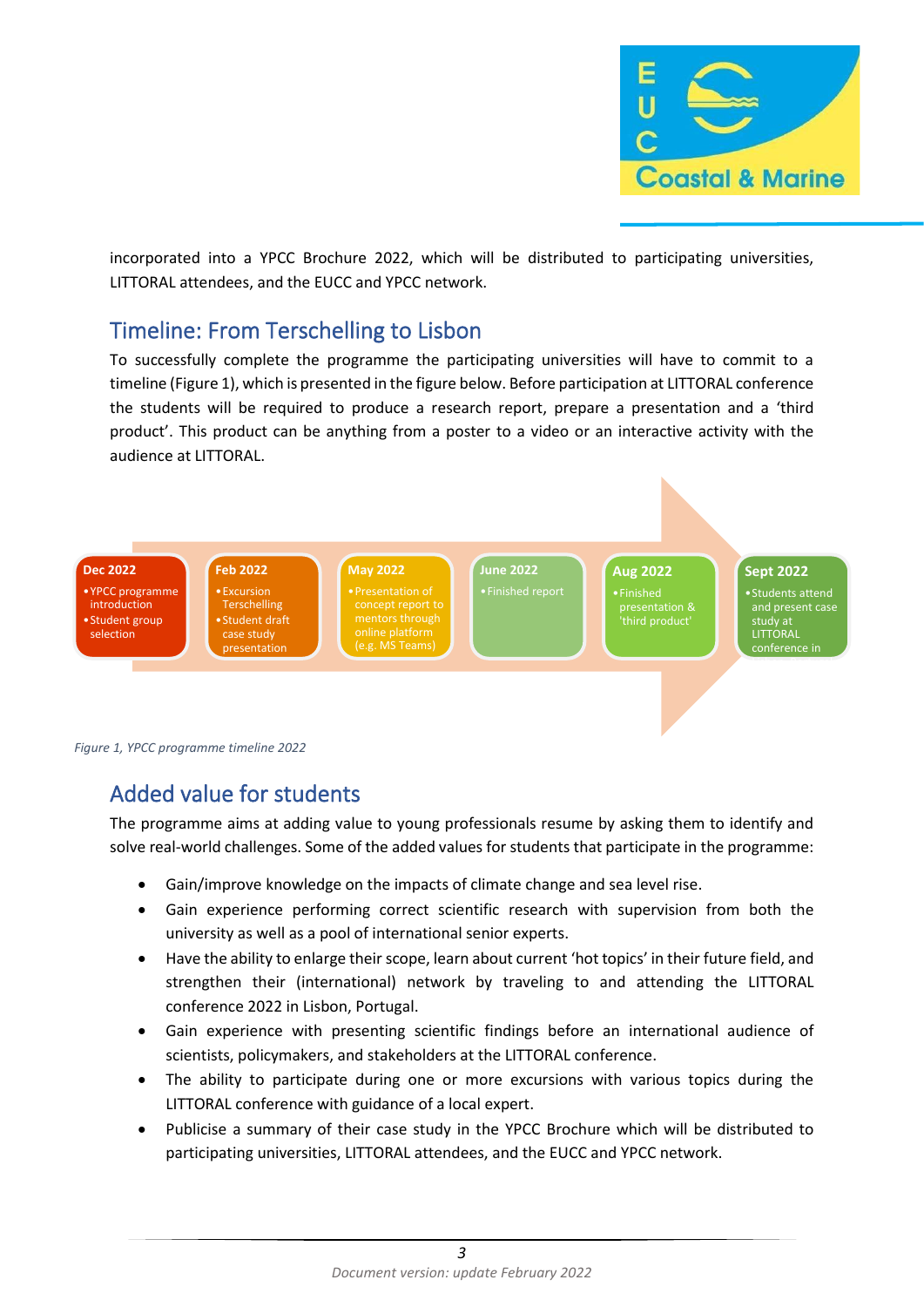incorporated into a YPCC Brochure 2022, which will be distributed to participating universities, LITTORAL attendees, and the EUCC and YPCC network.

## Timeline: From Terschelling to Lisbon

To successfully complete the programme the participating universities will have to commit to a timeline (Figure 1), which is presented in the figure below. Before participation at LITTORAL conference the students will be required to produce a research report, prepare a presentation and a 'third product'. This product can be anything from a poster to a video or an interactive activity with the audience at LITTORAL.

**Dec 2022**
- YPCC programme introduction
- Student group selection

**Feb 2022**
- Excursion Terschelling
- Student draft case study presentation

**May 2022**
- Presentation of concept report to mentors through online platform (e.g. MS Teams)

**June 2022**
- Finished report

**Aug 2022**
- Finished presentation & 'third product'

**Sept 2022**
- Students attend and present case study at LITTORAL conference in

*Figure 1, YPCC programme timeline 2022*

## Added value for students

The programme aims at adding value to young professionals resume by asking them to identify and solve real-world challenges. Some of the added values for students that participate in the programme:

- Gain/improve knowledge on the impacts of climate change and sea level rise.
- Gain experience performing correct scientific research with supervision from both the university as well as a pool of international senior experts.
- Have the ability to enlarge their scope, learn about current 'hot topics' in their future field, and strengthen their (international) network by traveling to and attending the LITTORAL conference 2022 in Lisbon, Portugal.
- Gain experience with presenting scientific findings before an international audience of scientists, policymakers, and stakeholders at the LITTORAL conference.
- The ability to participate during one or more excursions with various topics during the LITTORAL conference with guidance of a local expert.
- Publicise a summary of their case study in the YPCC Brochure which will be distributed to participating universities, LITTORAL attendees, and the EUCC and YPCC network.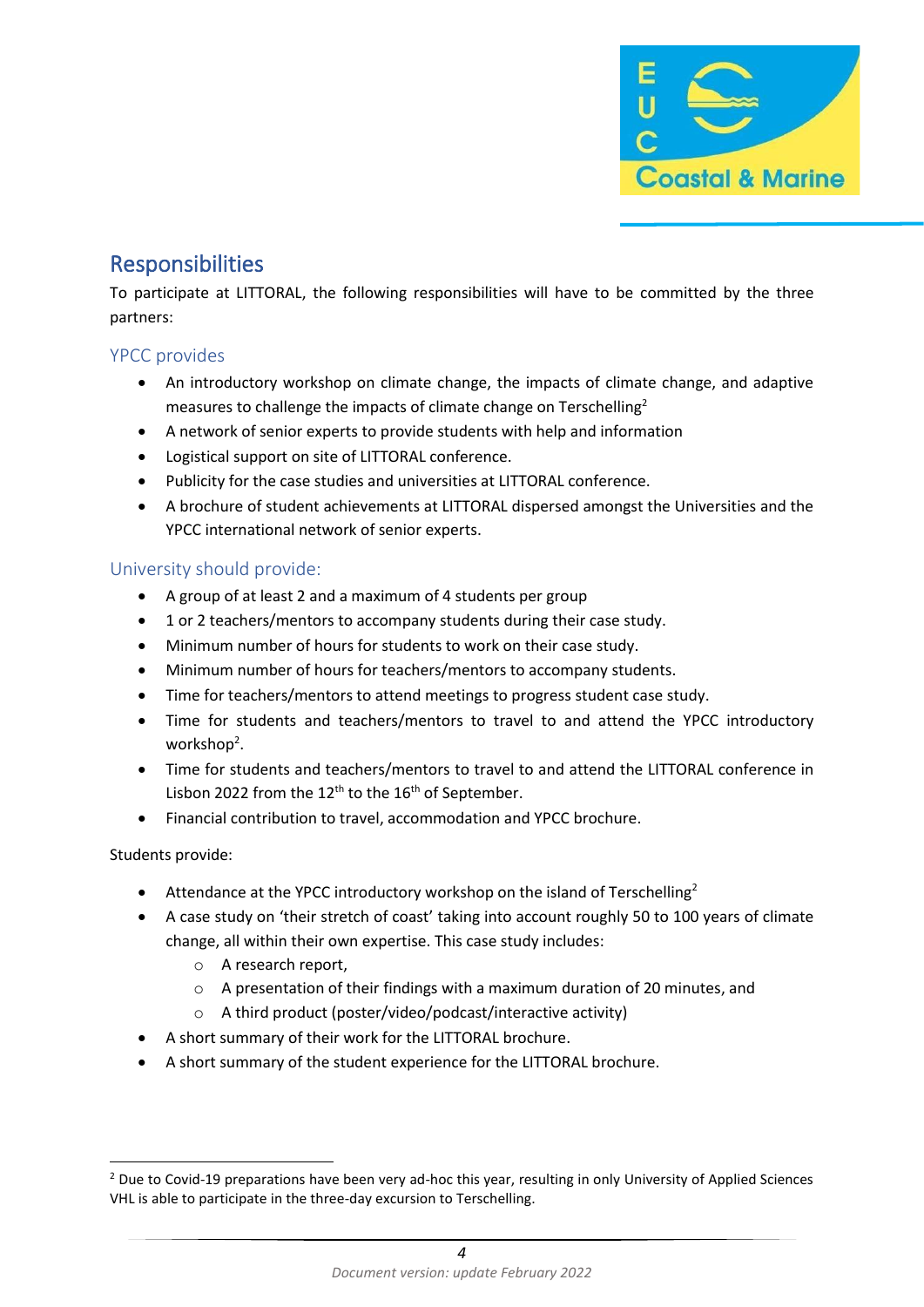## Responsibilities

To participate at LITTORAL, the following responsibilities will have to be committed by the three partners:

### YPCC provides

- An introductory workshop on climate change, the impacts of climate change, and adaptive measures to challenge the impacts of climate change on Terschelling[2]
- A network of senior experts to provide students with help and information
- Logistical support on site of LITTORAL conference.
- Publicity for the case studies and universities at LITTORAL conference.
- A brochure of student achievements at LITTORAL dispersed amongst the Universities and the YPCC international network of senior experts.

### University should provide:

- A group of at least 2 and a maximum of 4 students per group
- 1 or 2 teachers/mentors to accompany students during their case study.
- Minimum number of hours for students to work on their case study.
- Minimum number of hours for teachers/mentors to accompany students.
- Time for teachers/mentors to attend meetings to progress student case study.
- Time for students and teachers/mentors to travel to and attend the YPCC introductory workshop[2].
- Time for students and teachers/mentors to travel to and attend the LITTORAL conference in Lisbon 2022 from the 12th to the 16th of September.
- Financial contribution to travel, accommodation and YPCC brochure.

Students provide:

- Attendance at the YPCC introductory workshop on the island of Terschelling[2]
- A case study on 'their stretch of coast' taking into account roughly 50 to 100 years of climate change, all within their own expertise. This case study includes:
  - A research report,
  - A presentation of their findings with a maximum duration of 20 minutes, and
  - A third product (poster/video/podcast/interactive activity)
- A short summary of their work for the LITTORAL brochure.
- A short summary of the student experience for the LITTORAL brochure.

[2] Due to Covid-19 preparations have been very ad-hoc this year, resulting in only University of Applied Sciences VHL is able to participate in the three-day excursion to Terschelling.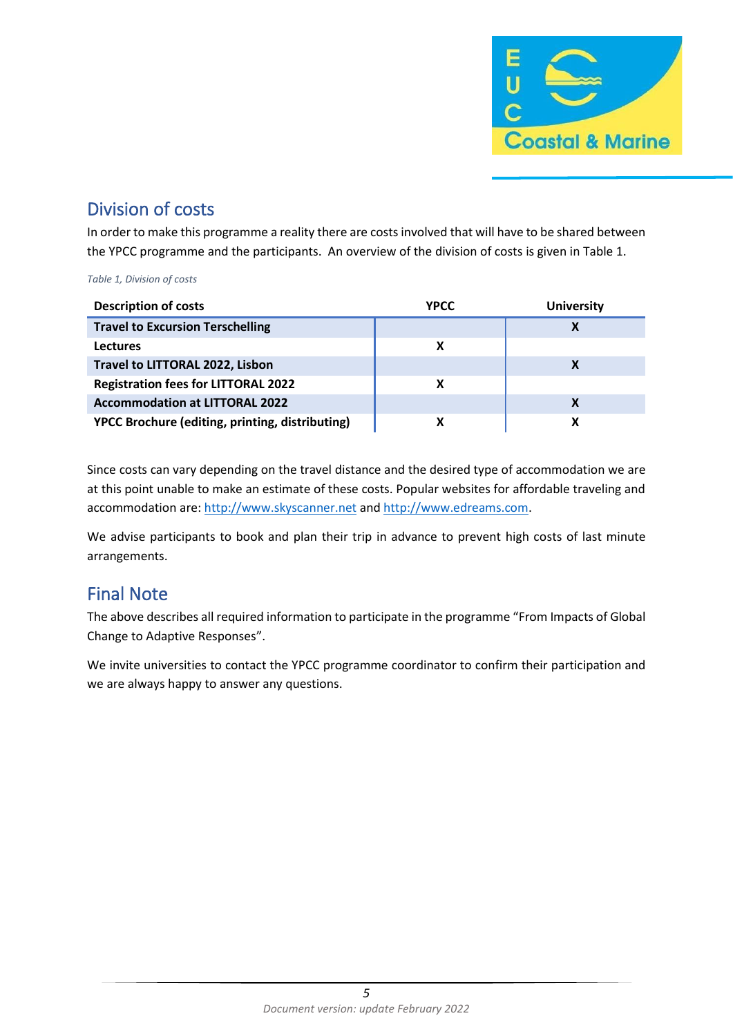## Division of costs

In order to make this programme a reality there are costs involved that will have to be shared between the YPCC programme and the participants. An overview of the division of costs is given in Table 1.

*Table 1, Division of costs*

| Description of costs | YPCC | University |
| --- | --- | --- |
| **Travel to Excursion Terschelling** | | X |
| **Lectures** | X | |
| **Travel to LITTORAL 2022, Lisbon** | | X |
| **Registration fees for LITTORAL 2022** | X | |
| **Accommodation at LITTORAL 2022** | | X |
| **YPCC Brochure (editing, printing, distributing)** | X | X |

Since costs can vary depending on the travel distance and the desired type of accommodation we are at this point unable to make an estimate of these costs. Popular websites for affordable traveling and accommodation are: http://www.skyscanner.net and http://www.edreams.com.

We advise participants to book and plan their trip in advance to prevent high costs of last minute arrangements.

## Final Note

The above describes all required information to participate in the programme "From Impacts of Global Change to Adaptive Responses".

We invite universities to contact the YPCC programme coordinator to confirm their participation and we are always happy to answer any questions.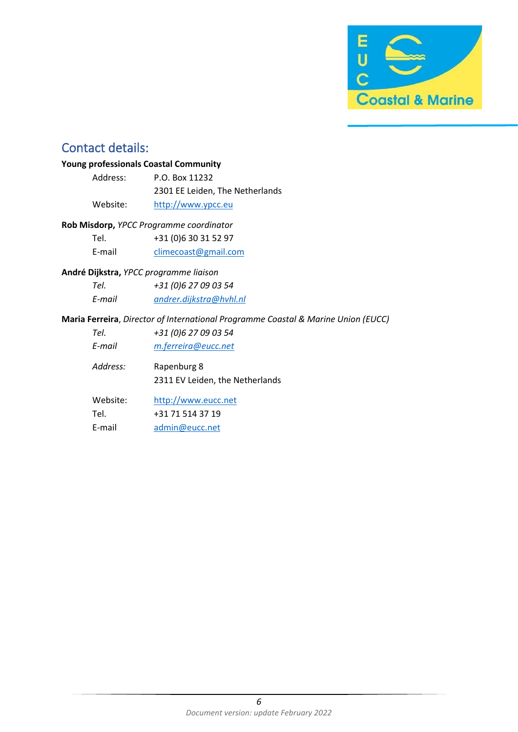## Contact details:

**Young professionals Coastal Community**

| | |
|---|---|
| Address: | P.O. Box 11232<br>2301 EE Leiden, The Netherlands |
| Website: | http://www.ypcc.eu |

**Rob Misdorp,** *YPCC Programme coordinator*

| | |
|---|---|
| Tel. | +31 (0)6 30 31 52 97 |
| E-mail | climecoast@gmail.com |

**André Dijkstra,** *YPCC programme liaison*

| | |
|---|---|
| *Tel.* | *+31 (0)6 27 09 03 54* |
| *E-mail* | *andrer.dijkstra@hvhl.nl* |

**Maria Ferreira**, *Director of International Programme Coastal & Marine Union (EUCC)*

| | |
|---|---|
| *Tel.* | *+31 (0)6 27 09 03 54* |
| *E-mail* | *m.ferreira@eucc.net* |
| *Address:* | Rapenburg 8<br>2311 EV Leiden, the Netherlands |
| Website: | http://www.eucc.net |
| Tel. | +31 71 514 37 19 |
| E-mail | admin@eucc.net |

*Document version: update February 2022*